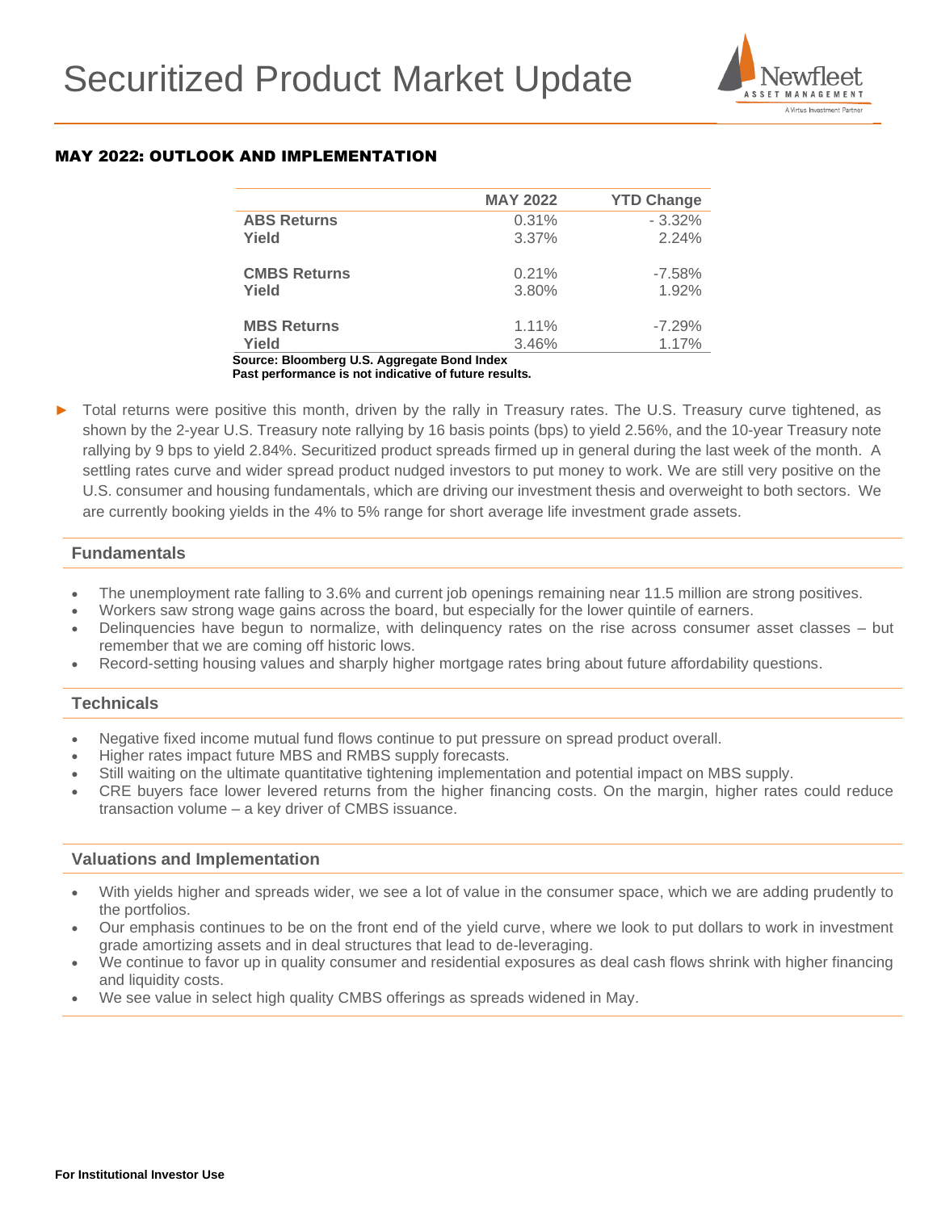# Securitized Product Market Update

## MAY 2022: OUTLOOK AND IMPLEMENTATION

| | MAY 2022 | YTD Change |
|---|---|---|
| **ABS Returns** | 0.31% | - 3.32% |
| **Yield** | 3.37% | 2.24% |
| **CMBS Returns** | 0.21% | -7.58% |
| **Yield** | 3.80% | 1.92% |
| **MBS Returns** | 1.11% | -7.29% |
| **Yield** | 3.46% | 1.17% |

**Source: Bloomberg U.S. Aggregate Bond Index**
**Past performance is not indicative of future results.**

- Total returns were positive this month, driven by the rally in Treasury rates. The U.S. Treasury curve tightened, as shown by the 2-year U.S. Treasury note rallying by 16 basis points (bps) to yield 2.56%, and the 10-year Treasury note rallying by 9 bps to yield 2.84%. Securitized product spreads firmed up in general during the last week of the month. A settling rates curve and wider spread product nudged investors to put money to work. We are still very positive on the U.S. consumer and housing fundamentals, which are driving our investment thesis and overweight to both sectors. We are currently booking yields in the 4% to 5% range for short average life investment grade assets.

### Fundamentals

- The unemployment rate falling to 3.6% and current job openings remaining near 11.5 million are strong positives.
- Workers saw strong wage gains across the board, but especially for the lower quintile of earners.
- Delinquencies have begun to normalize, with delinquency rates on the rise across consumer asset classes – but remember that we are coming off historic lows.
- Record-setting housing values and sharply higher mortgage rates bring about future affordability questions.

### Technicals

- Negative fixed income mutual fund flows continue to put pressure on spread product overall.
- Higher rates impact future MBS and RMBS supply forecasts.
- Still waiting on the ultimate quantitative tightening implementation and potential impact on MBS supply.
- CRE buyers face lower levered returns from the higher financing costs. On the margin, higher rates could reduce transaction volume – a key driver of CMBS issuance.

### Valuations and Implementation

- With yields higher and spreads wider, we see a lot of value in the consumer space, which we are adding prudently to the portfolios.
- Our emphasis continues to be on the front end of the yield curve, where we look to put dollars to work in investment grade amortizing assets and in deal structures that lead to de-leveraging.
- We continue to favor up in quality consumer and residential exposures as deal cash flows shrink with higher financing and liquidity costs.
- We see value in select high quality CMBS offerings as spreads widened in May.

**For Institutional Investor Use**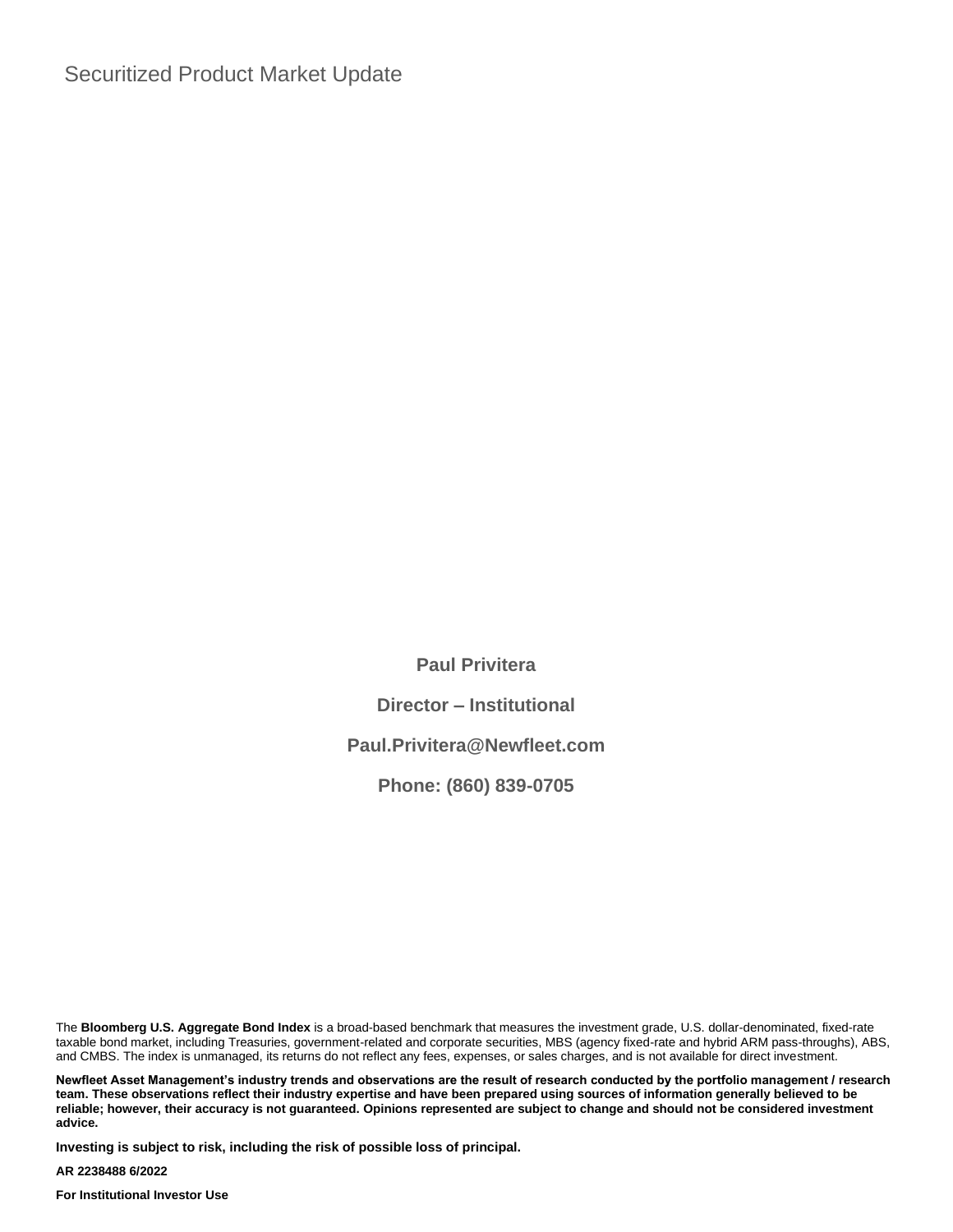Securitized Product Market Update

**Paul Privitera**

**Director – Institutional**

**Paul.Privitera@Newfleet.com**

**Phone: (860) 839-0705**

The **Bloomberg U.S. Aggregate Bond Index** is a broad-based benchmark that measures the investment grade, U.S. dollar-denominated, fixed-rate taxable bond market, including Treasuries, government-related and corporate securities, MBS (agency fixed-rate and hybrid ARM pass-throughs), ABS, and CMBS. The index is unmanaged, its returns do not reflect any fees, expenses, or sales charges, and is not available for direct investment.

**Newfleet Asset Management's industry trends and observations are the result of research conducted by the portfolio management / research team. These observations reflect their industry expertise and have been prepared using sources of information generally believed to be reliable; however, their accuracy is not guaranteed. Opinions represented are subject to change and should not be considered investment advice.**

**Investing is subject to risk, including the risk of possible loss of principal.**

**AR 2238488 6/2022**

**For Institutional Investor Use**